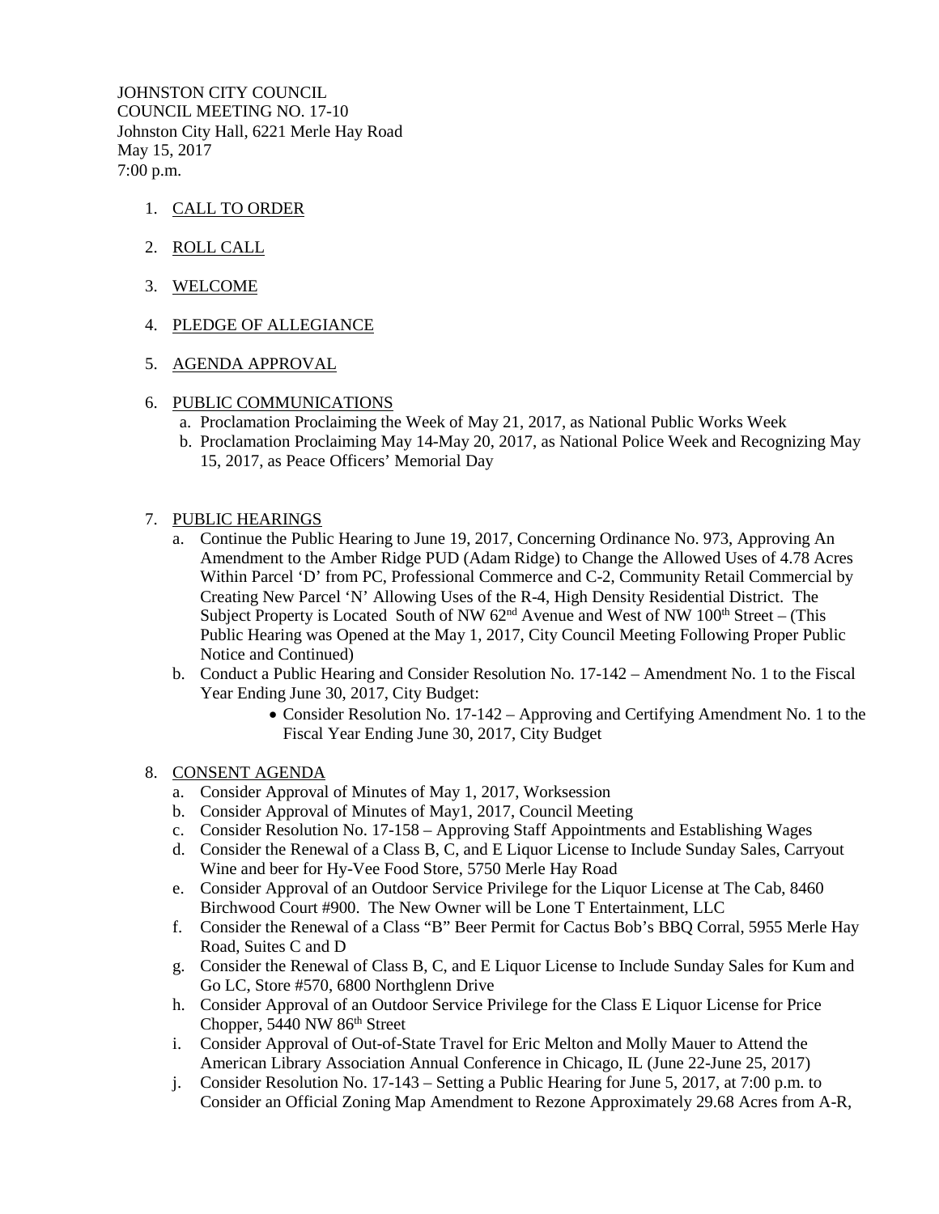JOHNSTON CITY COUNCIL
COUNCIL MEETING NO. 17-10
Johnston City Hall, 6221 Merle Hay Road
May 15, 2017
7:00 p.m.

1. CALL TO ORDER

2. ROLL CALL

3. WELCOME

4. PLEDGE OF ALLEGIANCE

5. AGENDA APPROVAL

6. PUBLIC COMMUNICATIONS
   a. Proclamation Proclaiming the Week of May 21, 2017, as National Public Works Week
   b. Proclamation Proclaiming May 14-May 20, 2017, as National Police Week and Recognizing May 15, 2017, as Peace Officers' Memorial Day

7. PUBLIC HEARINGS
   a. Continue the Public Hearing to June 19, 2017, Concerning Ordinance No. 973, Approving An Amendment to the Amber Ridge PUD (Adam Ridge) to Change the Allowed Uses of 4.78 Acres Within Parcel 'D' from PC, Professional Commerce and C-2, Community Retail Commercial by Creating New Parcel 'N' Allowing Uses of the R-4, High Density Residential District. The Subject Property is Located South of NW 62nd Avenue and West of NW 100th Street – (This Public Hearing was Opened at the May 1, 2017, City Council Meeting Following Proper Public Notice and Continued)
   b. Conduct a Public Hearing and Consider Resolution No. 17-142 – Amendment No. 1 to the Fiscal Year Ending June 30, 2017, City Budget:
      - Consider Resolution No. 17-142 – Approving and Certifying Amendment No. 1 to the Fiscal Year Ending June 30, 2017, City Budget

8. CONSENT AGENDA
   a. Consider Approval of Minutes of May 1, 2017, Worksession
   b. Consider Approval of Minutes of May1, 2017, Council Meeting
   c. Consider Resolution No. 17-158 – Approving Staff Appointments and Establishing Wages
   d. Consider the Renewal of a Class B, C, and E Liquor License to Include Sunday Sales, Carryout Wine and beer for Hy-Vee Food Store, 5750 Merle Hay Road
   e. Consider Approval of an Outdoor Service Privilege for the Liquor License at The Cab, 8460 Birchwood Court #900. The New Owner will be Lone T Entertainment, LLC
   f. Consider the Renewal of a Class "B" Beer Permit for Cactus Bob's BBQ Corral, 5955 Merle Hay Road, Suites C and D
   g. Consider the Renewal of Class B, C, and E Liquor License to Include Sunday Sales for Kum and Go LC, Store #570, 6800 Northglenn Drive
   h. Consider Approval of an Outdoor Service Privilege for the Class E Liquor License for Price Chopper, 5440 NW 86th Street
   i. Consider Approval of Out-of-State Travel for Eric Melton and Molly Mauer to Attend the American Library Association Annual Conference in Chicago, IL (June 22-June 25, 2017)
   j. Consider Resolution No. 17-143 – Setting a Public Hearing for June 5, 2017, at 7:00 p.m. to Consider an Official Zoning Map Amendment to Rezone Approximately 29.68 Acres from A-R,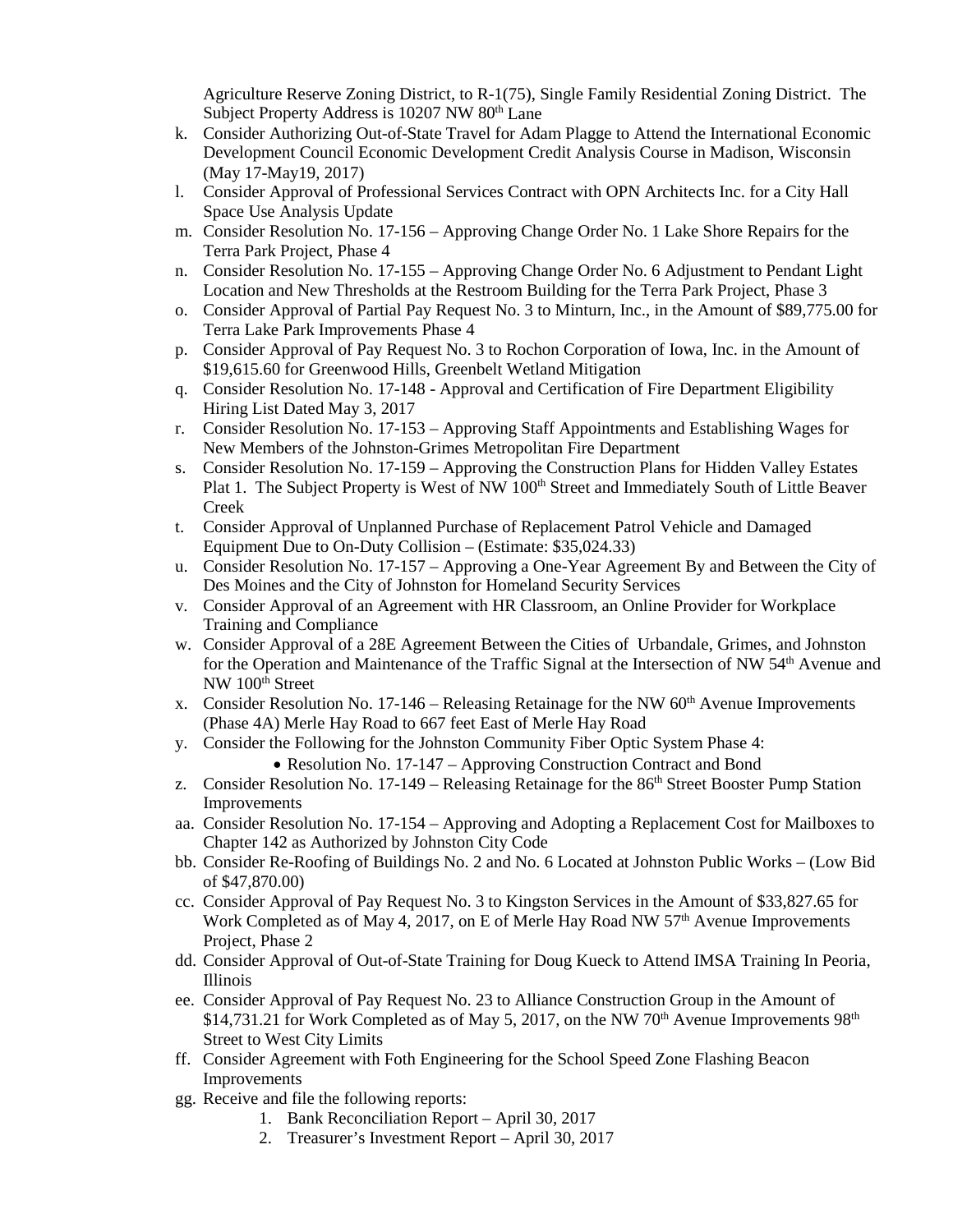Agriculture Reserve Zoning District, to R-1(75), Single Family Residential Zoning District. The Subject Property Address is 10207 NW 80th Lane

k. Consider Authorizing Out-of-State Travel for Adam Plagge to Attend the International Economic Development Council Economic Development Credit Analysis Course in Madison, Wisconsin (May 17-May19, 2017)
l. Consider Approval of Professional Services Contract with OPN Architects Inc. for a City Hall Space Use Analysis Update
m. Consider Resolution No. 17-156 – Approving Change Order No. 1 Lake Shore Repairs for the Terra Park Project, Phase 4
n. Consider Resolution No. 17-155 – Approving Change Order No. 6 Adjustment to Pendant Light Location and New Thresholds at the Restroom Building for the Terra Park Project, Phase 3
o. Consider Approval of Partial Pay Request No. 3 to Minturn, Inc., in the Amount of $89,775.00 for Terra Lake Park Improvements Phase 4
p. Consider Approval of Pay Request No. 3 to Rochon Corporation of Iowa, Inc. in the Amount of $19,615.60 for Greenwood Hills, Greenbelt Wetland Mitigation
q. Consider Resolution No. 17-148 - Approval and Certification of Fire Department Eligibility Hiring List Dated May 3, 2017
r. Consider Resolution No. 17-153 – Approving Staff Appointments and Establishing Wages for New Members of the Johnston-Grimes Metropolitan Fire Department
s. Consider Resolution No. 17-159 – Approving the Construction Plans for Hidden Valley Estates Plat 1. The Subject Property is West of NW 100th Street and Immediately South of Little Beaver Creek
t. Consider Approval of Unplanned Purchase of Replacement Patrol Vehicle and Damaged Equipment Due to On-Duty Collision – (Estimate: $35,024.33)
u. Consider Resolution No. 17-157 – Approving a One-Year Agreement By and Between the City of Des Moines and the City of Johnston for Homeland Security Services
v. Consider Approval of an Agreement with HR Classroom, an Online Provider for Workplace Training and Compliance
w. Consider Approval of a 28E Agreement Between the Cities of Urbandale, Grimes, and Johnston for the Operation and Maintenance of the Traffic Signal at the Intersection of NW 54th Avenue and NW 100th Street
x. Consider Resolution No. 17-146 – Releasing Retainage for the NW 60th Avenue Improvements (Phase 4A) Merle Hay Road to 667 feet East of Merle Hay Road
y. Consider the Following for the Johnston Community Fiber Optic System Phase 4:
    - Resolution No. 17-147 – Approving Construction Contract and Bond
z. Consider Resolution No. 17-149 – Releasing Retainage for the 86th Street Booster Pump Station Improvements
aa. Consider Resolution No. 17-154 – Approving and Adopting a Replacement Cost for Mailboxes to Chapter 142 as Authorized by Johnston City Code
bb. Consider Re-Roofing of Buildings No. 2 and No. 6 Located at Johnston Public Works – (Low Bid of $47,870.00)
cc. Consider Approval of Pay Request No. 3 to Kingston Services in the Amount of $33,827.65 for Work Completed as of May 4, 2017, on E of Merle Hay Road NW 57th Avenue Improvements Project, Phase 2
dd. Consider Approval of Out-of-State Training for Doug Kueck to Attend IMSA Training In Peoria, Illinois
ee. Consider Approval of Pay Request No. 23 to Alliance Construction Group in the Amount of $14,731.21 for Work Completed as of May 5, 2017, on the NW 70th Avenue Improvements 98th Street to West City Limits
ff. Consider Agreement with Foth Engineering for the School Speed Zone Flashing Beacon Improvements
gg. Receive and file the following reports:
    1. Bank Reconciliation Report – April 30, 2017
    2. Treasurer's Investment Report – April 30, 2017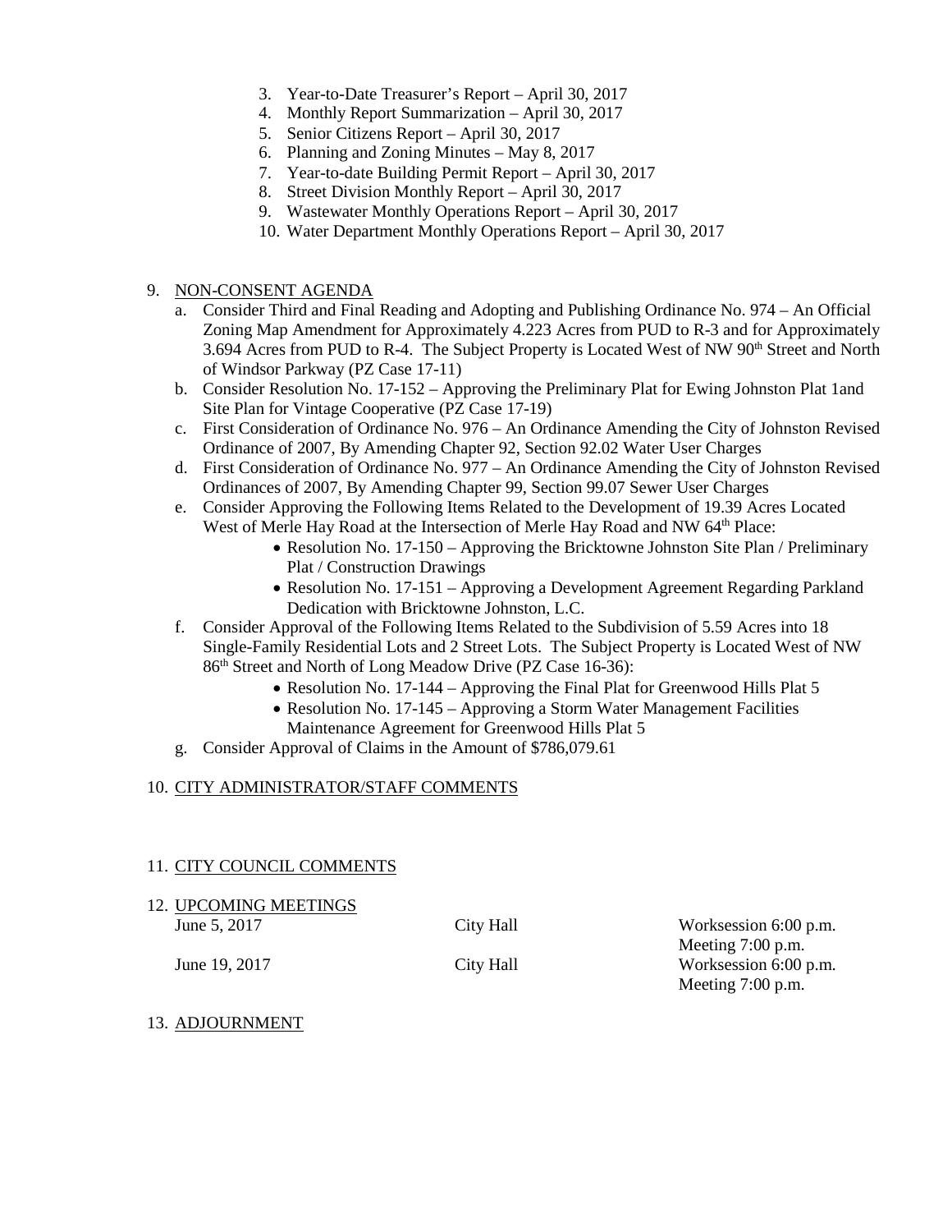3. Year-to-Date Treasurer's Report – April 30, 2017
4. Monthly Report Summarization – April 30, 2017
5. Senior Citizens Report – April 30, 2017
6. Planning and Zoning Minutes – May 8, 2017
7. Year-to-date Building Permit Report – April 30, 2017
8. Street Division Monthly Report – April 30, 2017
9. Wastewater Monthly Operations Report – April 30, 2017
10. Water Department Monthly Operations Report – April 30, 2017

9. NON-CONSENT AGENDA
   a. Consider Third and Final Reading and Adopting and Publishing Ordinance No. 974 – An Official Zoning Map Amendment for Approximately 4.223 Acres from PUD to R-3 and for Approximately 3.694 Acres from PUD to R-4. The Subject Property is Located West of NW 90th Street and North of Windsor Parkway (PZ Case 17-11)
   b. Consider Resolution No. 17-152 – Approving the Preliminary Plat for Ewing Johnston Plat 1and Site Plan for Vintage Cooperative (PZ Case 17-19)
   c. First Consideration of Ordinance No. 976 – An Ordinance Amending the City of Johnston Revised Ordinance of 2007, By Amending Chapter 92, Section 92.02 Water User Charges
   d. First Consideration of Ordinance No. 977 – An Ordinance Amending the City of Johnston Revised Ordinances of 2007, By Amending Chapter 99, Section 99.07 Sewer User Charges
   e. Consider Approving the Following Items Related to the Development of 19.39 Acres Located West of Merle Hay Road at the Intersection of Merle Hay Road and NW 64th Place:
      - Resolution No. 17-150 – Approving the Bricktowne Johnston Site Plan / Preliminary Plat / Construction Drawings
      - Resolution No. 17-151 – Approving a Development Agreement Regarding Parkland Dedication with Bricktowne Johnston, L.C.
   f. Consider Approval of the Following Items Related to the Subdivision of 5.59 Acres into 18 Single-Family Residential Lots and 2 Street Lots. The Subject Property is Located West of NW 86th Street and North of Long Meadow Drive (PZ Case 16-36):
      - Resolution No. 17-144 – Approving the Final Plat for Greenwood Hills Plat 5
      - Resolution No. 17-145 – Approving a Storm Water Management Facilities Maintenance Agreement for Greenwood Hills Plat 5
   g. Consider Approval of Claims in the Amount of $786,079.61

10. CITY ADMINISTRATOR/STAFF COMMENTS

11. CITY COUNCIL COMMENTS

12. UPCOMING MEETINGS

| | | |
|---|---|---|
| June 5, 2017 | City Hall | Worksession 6:00 p.m.<br>Meeting 7:00 p.m. |
| June 19, 2017 | City Hall | Worksession 6:00 p.m.<br>Meeting 7:00 p.m. |

13. ADJOURNMENT